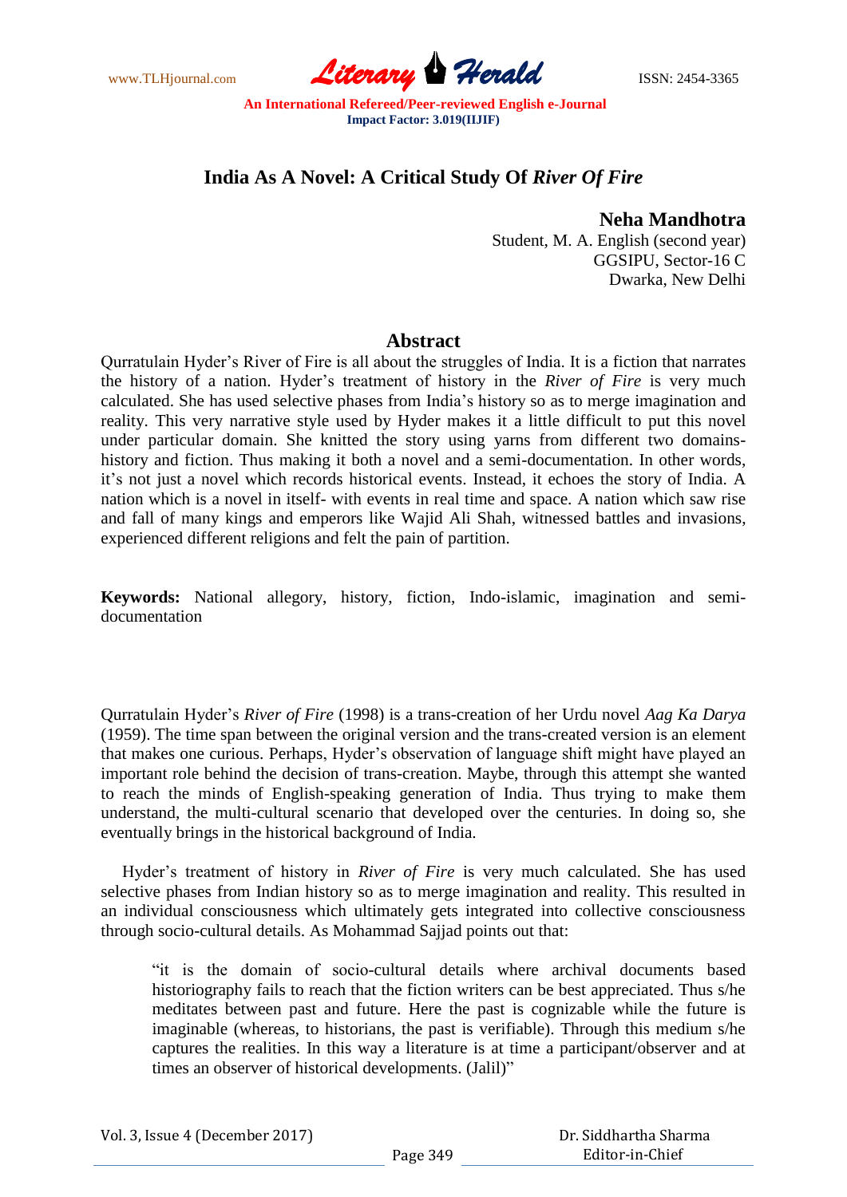# India As A Novel: A Critical Study Of *River Of Fire*

**Neha Mandhotra**
Student, M. A. English (second year)
GGSIPU, Sector-16 C
Dwarka, New Delhi

## Abstract

Qurratulain Hyder's River of Fire is all about the struggles of India. It is a fiction that narrates the history of a nation. Hyder's treatment of history in the *River of Fire* is very much calculated. She has used selective phases from India's history so as to merge imagination and reality. This very narrative style used by Hyder makes it a little difficult to put this novel under particular domain. She knitted the story using yarns from different two domains- history and fiction. Thus making it both a novel and a semi-documentation. In other words, it's not just a novel which records historical events. Instead, it echoes the story of India. A nation which is a novel in itself- with events in real time and space. A nation which saw rise and fall of many kings and emperors like Wajid Ali Shah, witnessed battles and invasions, experienced different religions and felt the pain of partition.

**Keywords:** National allegory, history, fiction, Indo-islamic, imagination and semi-documentation

Qurratulain Hyder's *River of Fire* (1998) is a trans-creation of her Urdu novel *Aag Ka Darya* (1959). The time span between the original version and the trans-created version is an element that makes one curious. Perhaps, Hyder's observation of language shift might have played an important role behind the decision of trans-creation. Maybe, through this attempt she wanted to reach the minds of English-speaking generation of India. Thus trying to make them understand, the multi-cultural scenario that developed over the centuries. In doing so, she eventually brings in the historical background of India.

Hyder's treatment of history in *River of Fire* is very much calculated. She has used selective phases from Indian history so as to merge imagination and reality. This resulted in an individual consciousness which ultimately gets integrated into collective consciousness through socio-cultural details. As Mohammad Sajjad points out that:

> "it is the domain of socio-cultural details where archival documents based historiography fails to reach that the fiction writers can be best appreciated. Thus s/he meditates between past and future. Here the past is cognizable while the future is imaginable (whereas, to historians, the past is verifiable). Through this medium s/he captures the realities. In this way a literature is at time a participant/observer and at times an observer of historical developments. (Jalil)"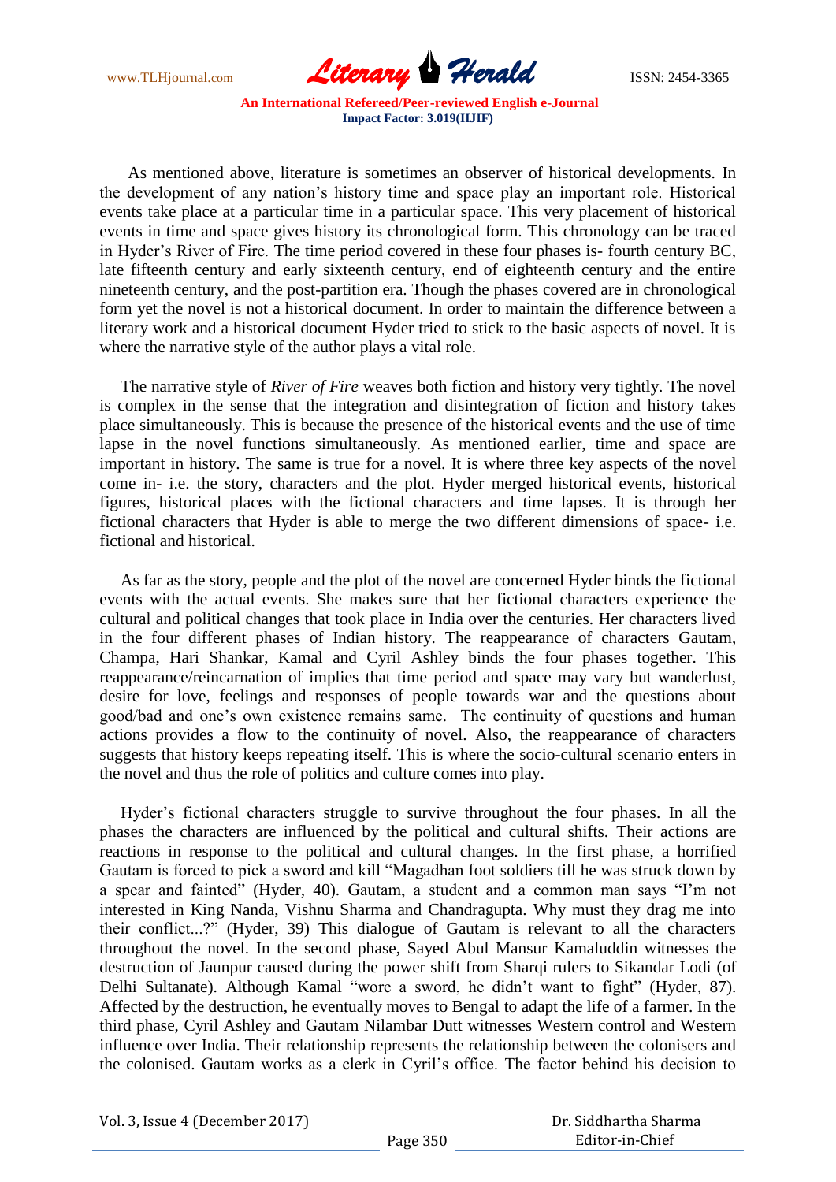As mentioned above, literature is sometimes an observer of historical developments. In the development of any nation's history time and space play an important role. Historical events take place at a particular time in a particular space. This very placement of historical events in time and space gives history its chronological form. This chronology can be traced in Hyder's River of Fire. The time period covered in these four phases is- fourth century BC, late fifteenth century and early sixteenth century, end of eighteenth century and the entire nineteenth century, and the post-partition era. Though the phases covered are in chronological form yet the novel is not a historical document. In order to maintain the difference between a literary work and a historical document Hyder tried to stick to the basic aspects of novel. It is where the narrative style of the author plays a vital role.

The narrative style of *River of Fire* weaves both fiction and history very tightly. The novel is complex in the sense that the integration and disintegration of fiction and history takes place simultaneously. This is because the presence of the historical events and the use of time lapse in the novel functions simultaneously. As mentioned earlier, time and space are important in history. The same is true for a novel. It is where three key aspects of the novel come in- i.e. the story, characters and the plot. Hyder merged historical events, historical figures, historical places with the fictional characters and time lapses. It is through her fictional characters that Hyder is able to merge the two different dimensions of space- i.e. fictional and historical.

As far as the story, people and the plot of the novel are concerned Hyder binds the fictional events with the actual events. She makes sure that her fictional characters experience the cultural and political changes that took place in India over the centuries. Her characters lived in the four different phases of Indian history. The reappearance of characters Gautam, Champa, Hari Shankar, Kamal and Cyril Ashley binds the four phases together. This reappearance/reincarnation of implies that time period and space may vary but wanderlust, desire for love, feelings and responses of people towards war and the questions about good/bad and one's own existence remains same. The continuity of questions and human actions provides a flow to the continuity of novel. Also, the reappearance of characters suggests that history keeps repeating itself. This is where the socio-cultural scenario enters in the novel and thus the role of politics and culture comes into play.

Hyder's fictional characters struggle to survive throughout the four phases. In all the phases the characters are influenced by the political and cultural shifts. Their actions are reactions in response to the political and cultural changes. In the first phase, a horrified Gautam is forced to pick a sword and kill "Magadhan foot soldiers till he was struck down by a spear and fainted" (Hyder, 40). Gautam, a student and a common man says "I'm not interested in King Nanda, Vishnu Sharma and Chandragupta. Why must they drag me into their conflict...?" (Hyder, 39) This dialogue of Gautam is relevant to all the characters throughout the novel. In the second phase, Sayed Abul Mansur Kamaluddin witnesses the destruction of Jaunpur caused during the power shift from Sharqi rulers to Sikandar Lodi (of Delhi Sultanate). Although Kamal "wore a sword, he didn't want to fight" (Hyder, 87). Affected by the destruction, he eventually moves to Bengal to adapt the life of a farmer. In the third phase, Cyril Ashley and Gautam Nilambar Dutt witnesses Western control and Western influence over India. Their relationship represents the relationship between the colonisers and the colonised. Gautam works as a clerk in Cyril's office. The factor behind his decision to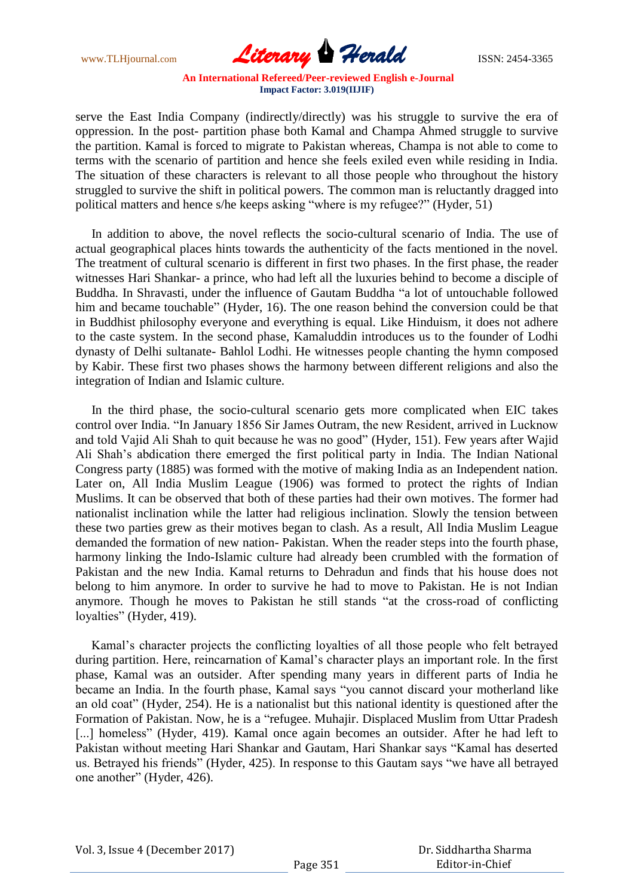serve the East India Company (indirectly/directly) was his struggle to survive the era of oppression. In the post- partition phase both Kamal and Champa Ahmed struggle to survive the partition. Kamal is forced to migrate to Pakistan whereas, Champa is not able to come to terms with the scenario of partition and hence she feels exiled even while residing in India. The situation of these characters is relevant to all those people who throughout the history struggled to survive the shift in political powers. The common man is reluctantly dragged into political matters and hence s/he keeps asking "where is my refugee?" (Hyder, 51)

In addition to above, the novel reflects the socio-cultural scenario of India. The use of actual geographical places hints towards the authenticity of the facts mentioned in the novel. The treatment of cultural scenario is different in first two phases. In the first phase, the reader witnesses Hari Shankar- a prince, who had left all the luxuries behind to become a disciple of Buddha. In Shravasti, under the influence of Gautam Buddha "a lot of untouchable followed him and became touchable" (Hyder, 16). The one reason behind the conversion could be that in Buddhist philosophy everyone and everything is equal. Like Hinduism, it does not adhere to the caste system. In the second phase, Kamaluddin introduces us to the founder of Lodhi dynasty of Delhi sultanate- Bahlol Lodhi. He witnesses people chanting the hymn composed by Kabir. These first two phases shows the harmony between different religions and also the integration of Indian and Islamic culture.

In the third phase, the socio-cultural scenario gets more complicated when EIC takes control over India. "In January 1856 Sir James Outram, the new Resident, arrived in Lucknow and told Vajid Ali Shah to quit because he was no good" (Hyder, 151). Few years after Wajid Ali Shah's abdication there emerged the first political party in India. The Indian National Congress party (1885) was formed with the motive of making India as an Independent nation. Later on, All India Muslim League (1906) was formed to protect the rights of Indian Muslims. It can be observed that both of these parties had their own motives. The former had nationalist inclination while the latter had religious inclination. Slowly the tension between these two parties grew as their motives began to clash. As a result, All India Muslim League demanded the formation of new nation- Pakistan. When the reader steps into the fourth phase, harmony linking the Indo-Islamic culture had already been crumbled with the formation of Pakistan and the new India. Kamal returns to Dehradun and finds that his house does not belong to him anymore. In order to survive he had to move to Pakistan. He is not Indian anymore. Though he moves to Pakistan he still stands "at the cross-road of conflicting loyalties" (Hyder, 419).

Kamal's character projects the conflicting loyalties of all those people who felt betrayed during partition. Here, reincarnation of Kamal's character plays an important role. In the first phase, Kamal was an outsider. After spending many years in different parts of India he became an India. In the fourth phase, Kamal says "you cannot discard your motherland like an old coat" (Hyder, 254). He is a nationalist but this national identity is questioned after the Formation of Pakistan. Now, he is a "refugee. Muhajir. Displaced Muslim from Uttar Pradesh [...] homeless" (Hyder, 419). Kamal once again becomes an outsider. After he had left to Pakistan without meeting Hari Shankar and Gautam, Hari Shankar says "Kamal has deserted us. Betrayed his friends" (Hyder, 425). In response to this Gautam says "we have all betrayed one another" (Hyder, 426).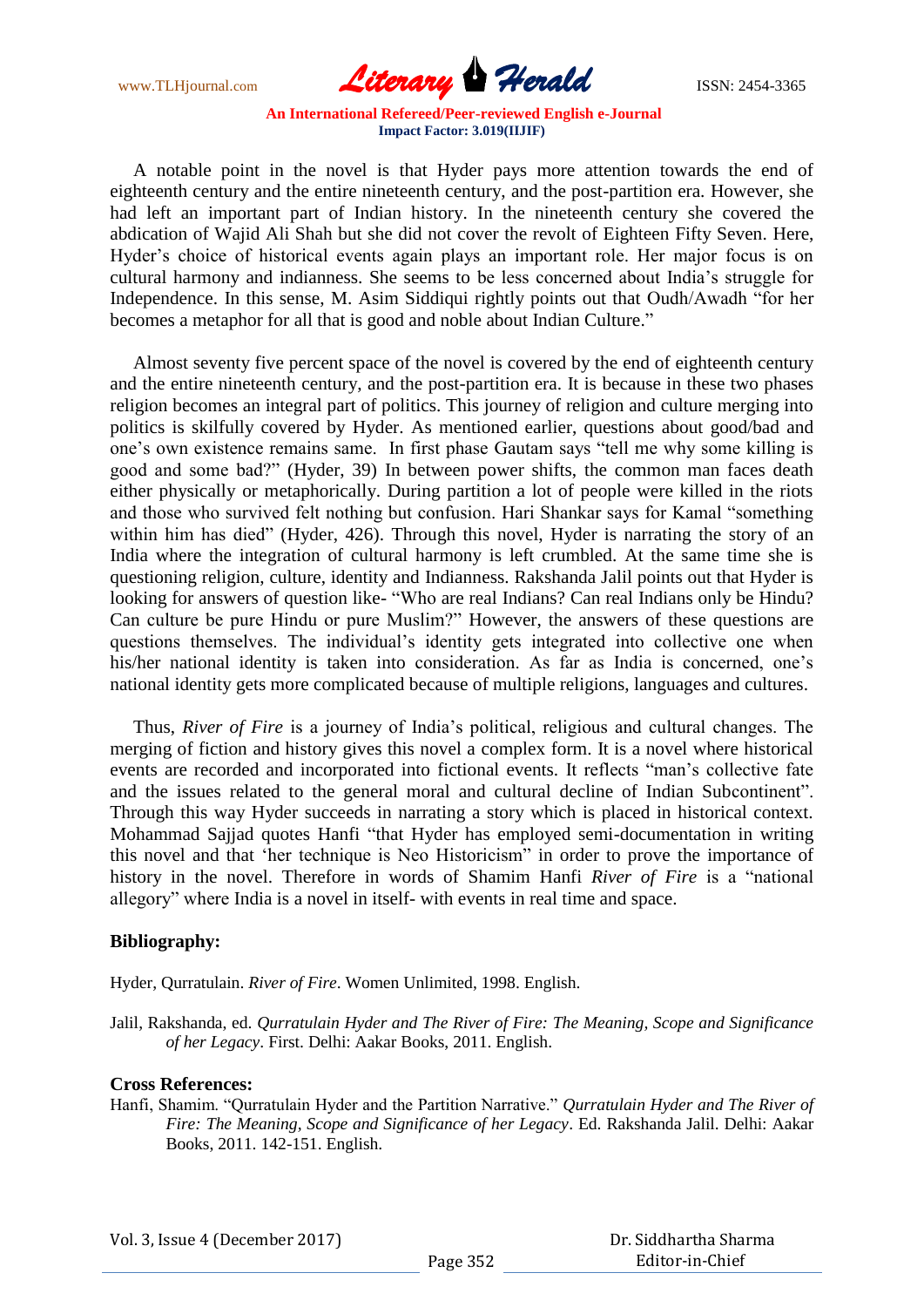A notable point in the novel is that Hyder pays more attention towards the end of eighteenth century and the entire nineteenth century, and the post-partition era. However, she had left an important part of Indian history. In the nineteenth century she covered the abdication of Wajid Ali Shah but she did not cover the revolt of Eighteen Fifty Seven. Here, Hyder's choice of historical events again plays an important role. Her major focus is on cultural harmony and indianness. She seems to be less concerned about India's struggle for Independence. In this sense, M. Asim Siddiqui rightly points out that Oudh/Awadh "for her becomes a metaphor for all that is good and noble about Indian Culture."

Almost seventy five percent space of the novel is covered by the end of eighteenth century and the entire nineteenth century, and the post-partition era. It is because in these two phases religion becomes an integral part of politics. This journey of religion and culture merging into politics is skilfully covered by Hyder. As mentioned earlier, questions about good/bad and one's own existence remains same. In first phase Gautam says "tell me why some killing is good and some bad?" (Hyder, 39) In between power shifts, the common man faces death either physically or metaphorically. During partition a lot of people were killed in the riots and those who survived felt nothing but confusion. Hari Shankar says for Kamal "something within him has died" (Hyder, 426). Through this novel, Hyder is narrating the story of an India where the integration of cultural harmony is left crumbled. At the same time she is questioning religion, culture, identity and Indianness. Rakshanda Jalil points out that Hyder is looking for answers of question like- "Who are real Indians? Can real Indians only be Hindu? Can culture be pure Hindu or pure Muslim?" However, the answers of these questions are questions themselves. The individual's identity gets integrated into collective one when his/her national identity is taken into consideration. As far as India is concerned, one's national identity gets more complicated because of multiple religions, languages and cultures.

Thus, *River of Fire* is a journey of India's political, religious and cultural changes. The merging of fiction and history gives this novel a complex form. It is a novel where historical events are recorded and incorporated into fictional events. It reflects "man's collective fate and the issues related to the general moral and cultural decline of Indian Subcontinent". Through this way Hyder succeeds in narrating a story which is placed in historical context. Mohammad Sajjad quotes Hanfi "that Hyder has employed semi-documentation in writing this novel and that 'her technique is Neo Historicism" in order to prove the importance of history in the novel. Therefore in words of Shamim Hanfi *River of Fire* is a "national allegory" where India is a novel in itself- with events in real time and space.

**Bibliography:**

Hyder, Qurratulain. *River of Fire*. Women Unlimited, 1998. English.

Jalil, Rakshanda, ed. *Qurratulain Hyder and The River of Fire: The Meaning, Scope and Significance of her Legacy*. First. Delhi: Aakar Books, 2011. English.

**Cross References:**

Hanfi, Shamim. "Qurratulain Hyder and the Partition Narrative." *Qurratulain Hyder and The River of Fire: The Meaning, Scope and Significance of her Legacy*. Ed. Rakshanda Jalil. Delhi: Aakar Books, 2011. 142-151. English.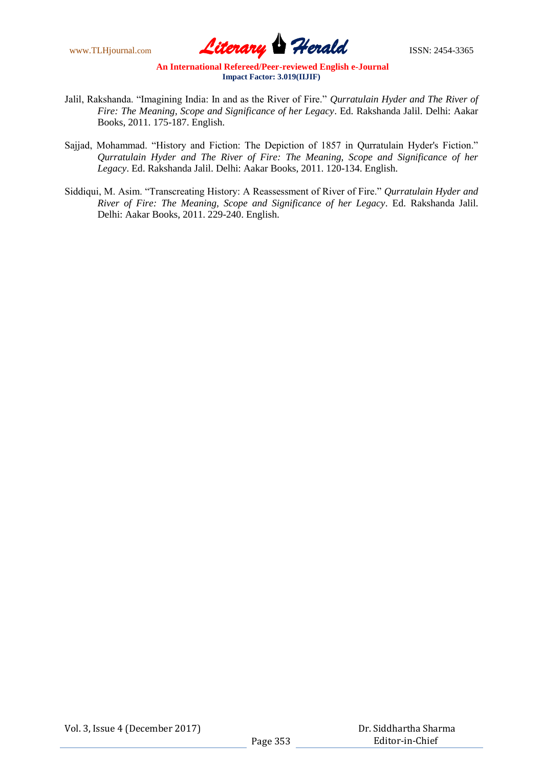Jalil, Rakshanda. "Imagining India: In and as the River of Fire." *Qurratulain Hyder and The River of Fire: The Meaning, Scope and Significance of her Legacy*. Ed. Rakshanda Jalil. Delhi: Aakar Books, 2011. 175-187. English.

Sajjad, Mohammad. "History and Fiction: The Depiction of 1857 in Qurratulain Hyder's Fiction." *Qurratulain Hyder and The River of Fire: The Meaning, Scope and Significance of her Legacy*. Ed. Rakshanda Jalil. Delhi: Aakar Books, 2011. 120-134. English.

Siddiqui, M. Asim. "Transcreating History: A Reassessment of River of Fire." *Qurratulain Hyder and River of Fire: The Meaning, Scope and Significance of her Legacy*. Ed. Rakshanda Jalil. Delhi: Aakar Books, 2011. 229-240. English.